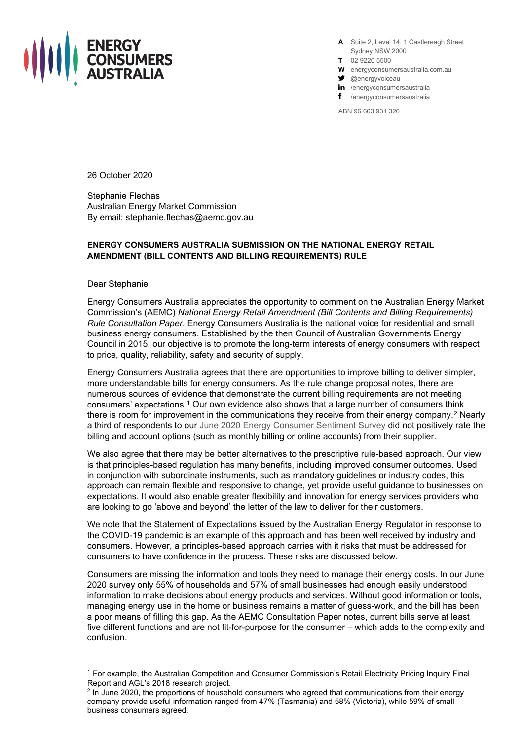**ENERGY CONSUMERS AUSTRALIA**

**A** Suite 2, Level 14, 1 Castlereagh Street
Sydney NSW 2000
**T** 02 9220 5500
**W** energyconsumersaustralia.com.au
@energyvoiceau
/energyconsumersaustralia
/energyconsumersaustralia

ABN 96 603 931 326

26 October 2020

Stephanie Flechas
Australian Energy Market Commission
By email: stephanie.flechas@aemc.gov.au

**ENERGY CONSUMERS AUSTRALIA SUBMISSION ON THE NATIONAL ENERGY RETAIL AMENDMENT (BILL CONTENTS AND BILLING REQUIREMENTS) RULE**

Dear Stephanie

Energy Consumers Australia appreciates the opportunity to comment on the Australian Energy Market Commission's (AEMC) *National Energy Retail Amendment (Bill Contents and Billing Requirements) Rule Consultation Paper*. Energy Consumers Australia is the national voice for residential and small business energy consumers. Established by the then Council of Australian Governments Energy Council in 2015, our objective is to promote the long-term interests of energy consumers with respect to price, quality, reliability, safety and security of supply.

Energy Consumers Australia agrees that there are opportunities to improve billing to deliver simpler, more understandable bills for energy consumers. As the rule change proposal notes, there are numerous sources of evidence that demonstrate the current billing requirements are not meeting consumers' expectations.[1] Our own evidence also shows that a large number of consumers think there is room for improvement in the communications they receive from their energy company.[2] Nearly a third of respondents to our June 2020 Energy Consumer Sentiment Survey did not positively rate the billing and account options (such as monthly billing or online accounts) from their supplier.

We also agree that there may be better alternatives to the prescriptive rule-based approach. Our view is that principles-based regulation has many benefits, including improved consumer outcomes. Used in conjunction with subordinate instruments, such as mandatory guidelines or industry codes, this approach can remain flexible and responsive to change, yet provide useful guidance to businesses on expectations. It would also enable greater flexibility and innovation for energy services providers who are looking to go 'above and beyond' the letter of the law to deliver for their customers.

We note that the Statement of Expectations issued by the Australian Energy Regulator in response to the COVID-19 pandemic is an example of this approach and has been well received by industry and consumers. However, a principles-based approach carries with it risks that must be addressed for consumers to have confidence in the process. These risks are discussed below.

Consumers are missing the information and tools they need to manage their energy costs. In our June 2020 survey only 55% of households and 57% of small businesses had enough easily understood information to make decisions about energy products and services. Without good information or tools, managing energy use in the home or business remains a matter of guess-work, and the bill has been a poor means of filling this gap. As the AEMC Consultation Paper notes, current bills serve at least five different functions and are not fit-for-purpose for the consumer – which adds to the complexity and confusion.

---

[1] For example, the Australian Competition and Consumer Commission's Retail Electricity Pricing Inquiry Final Report and AGL's 2018 research project.

[2] In June 2020, the proportions of household consumers who agreed that communications from their energy company provide useful information ranged from 47% (Tasmania) and 58% (Victoria), while 59% of small business consumers agreed.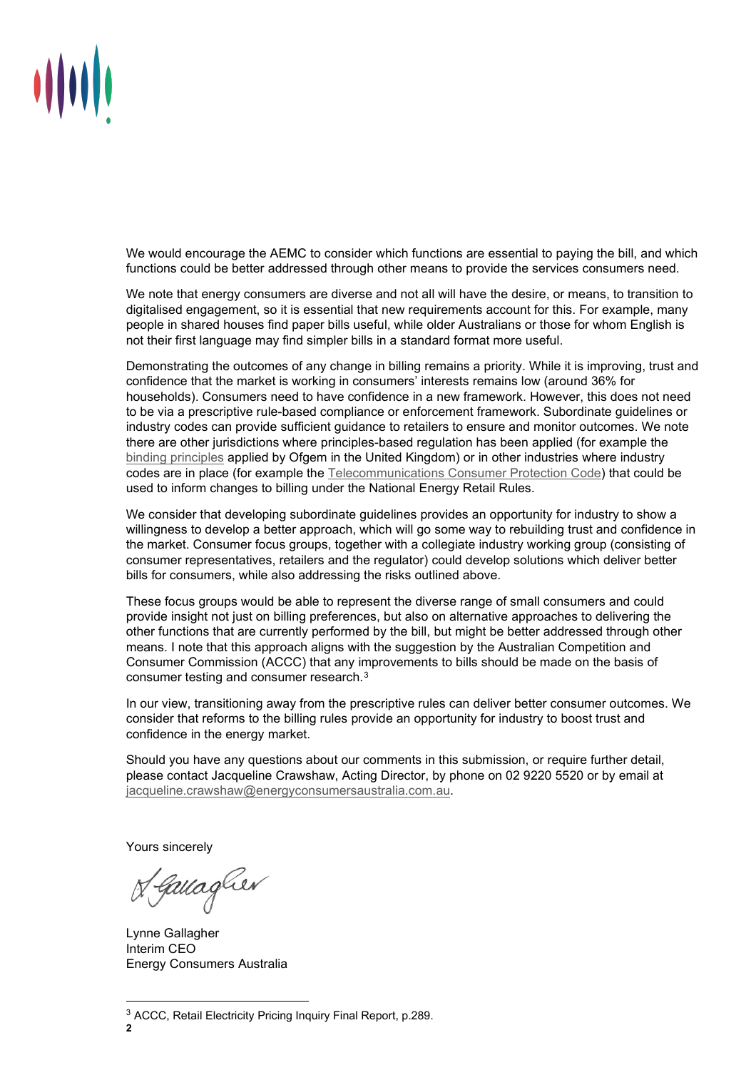We would encourage the AEMC to consider which functions are essential to paying the bill, and which functions could be better addressed through other means to provide the services consumers need.

We note that energy consumers are diverse and not all will have the desire, or means, to transition to digitalised engagement, so it is essential that new requirements account for this. For example, many people in shared houses find paper bills useful, while older Australians or those for whom English is not their first language may find simpler bills in a standard format more useful.

Demonstrating the outcomes of any change in billing remains a priority. While it is improving, trust and confidence that the market is working in consumers' interests remains low (around 36% for households). Consumers need to have confidence in a new framework. However, this does not need to be via a prescriptive rule-based compliance or enforcement framework. Subordinate guidelines or industry codes can provide sufficient guidance to retailers to ensure and monitor outcomes. We note there are other jurisdictions where principles-based regulation has been applied (for example the binding principles applied by Ofgem in the United Kingdom) or in other industries where industry codes are in place (for example the Telecommunications Consumer Protection Code) that could be used to inform changes to billing under the National Energy Retail Rules.

We consider that developing subordinate guidelines provides an opportunity for industry to show a willingness to develop a better approach, which will go some way to rebuilding trust and confidence in the market. Consumer focus groups, together with a collegiate industry working group (consisting of consumer representatives, retailers and the regulator) could develop solutions which deliver better bills for consumers, while also addressing the risks outlined above.

These focus groups would be able to represent the diverse range of small consumers and could provide insight not just on billing preferences, but also on alternative approaches to delivering the other functions that are currently performed by the bill, but might be better addressed through other means. I note that this approach aligns with the suggestion by the Australian Competition and Consumer Commission (ACCC) that any improvements to bills should be made on the basis of consumer testing and consumer research.[3]

In our view, transitioning away from the prescriptive rules can deliver better consumer outcomes. We consider that reforms to the billing rules provide an opportunity for industry to boost trust and confidence in the energy market.

Should you have any questions about our comments in this submission, or require further detail, please contact Jacqueline Crawshaw, Acting Director, by phone on 02 9220 5520 or by email at jacqueline.crawshaw@energyconsumersaustralia.com.au.

Yours sincerely

Lynne Gallagher
Interim CEO
Energy Consumers Australia

[3] ACCC, Retail Electricity Pricing Inquiry Final Report, p.289.